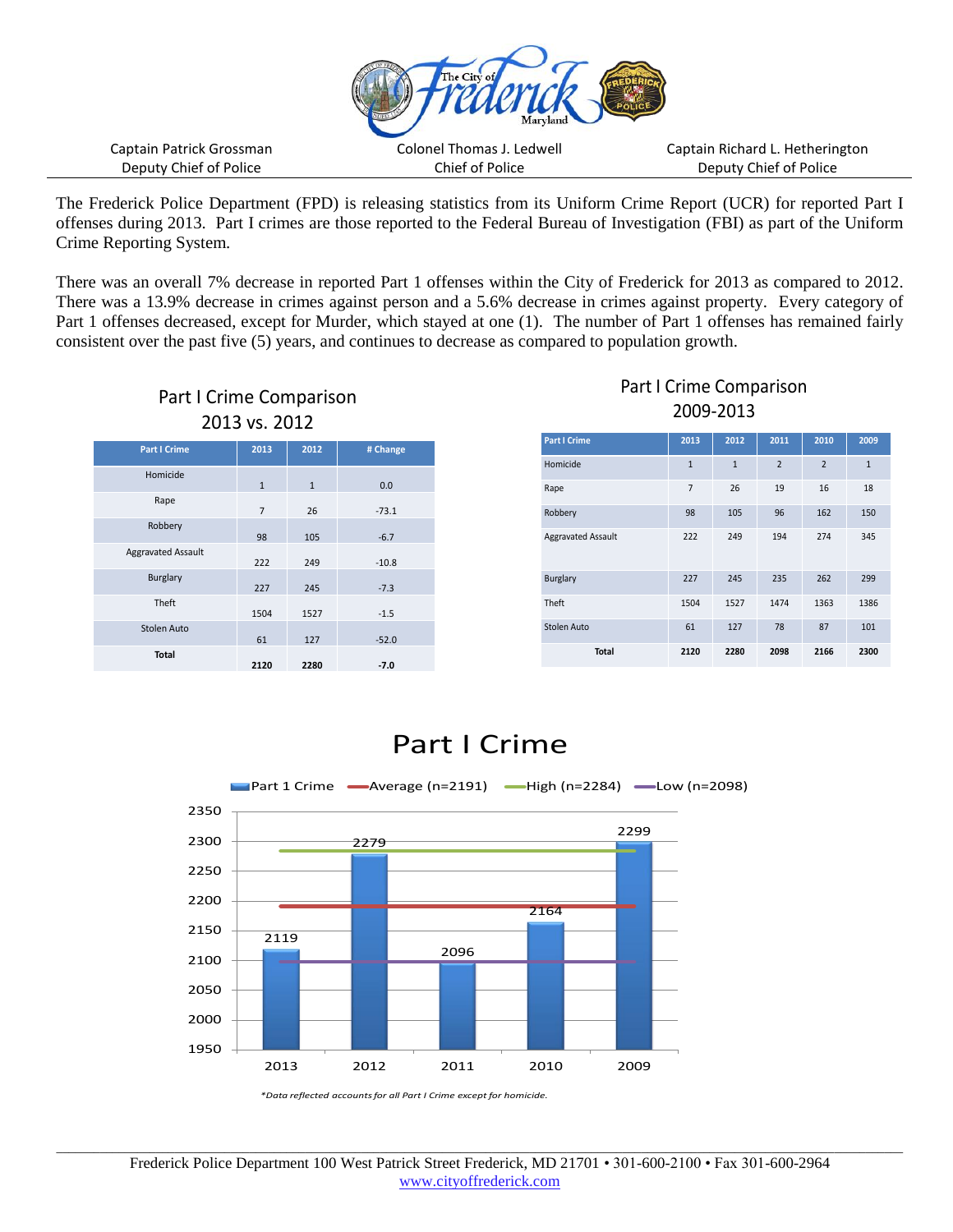Captain Patrick Grossman
Deputy Chief of Police

Colonel Thomas J. Ledwell
Chief of Police

Captain Richard L. Hetherington
Deputy Chief of Police

The Frederick Police Department (FPD) is releasing statistics from its Uniform Crime Report (UCR) for reported Part I offenses during 2013. Part I crimes are those reported to the Federal Bureau of Investigation (FBI) as part of the Uniform Crime Reporting System.

There was an overall 7% decrease in reported Part 1 offenses within the City of Frederick for 2013 as compared to 2012. There was a 13.9% decrease in crimes against person and a 5.6% decrease in crimes against property. Every category of Part 1 offenses decreased, except for Murder, which stayed at one (1). The number of Part 1 offenses has remained fairly consistent over the past five (5) years, and continues to decrease as compared to population growth.

## Part I Crime Comparison 2013 vs. 2012

| Part I Crime | 2013 | 2012 | # Change |
|---|---|---|---|
| Homicide | 1 | 1 | 0.0 |
| Rape | 7 | 26 | -73.1 |
| Robbery | 98 | 105 | -6.7 |
| Aggravated Assault | 222 | 249 | -10.8 |
| Burglary | 227 | 245 | -7.3 |
| Theft | 1504 | 1527 | -1.5 |
| Stolen Auto | 61 | 127 | -52.0 |
| **Total** | **2120** | **2280** | **-7.0** |

## Part I Crime Comparison 2009-2013

| Part I Crime | 2013 | 2012 | 2011 | 2010 | 2009 |
|---|---|---|---|---|---|
| Homicide | 1 | 1 | 2 | 2 | 1 |
| Rape | 7 | 26 | 19 | 16 | 18 |
| Robbery | 98 | 105 | 96 | 162 | 150 |
| Aggravated Assault | 222 | 249 | 194 | 274 | 345 |
| Burglary | 227 | 245 | 235 | 262 | 299 |
| Theft | 1504 | 1527 | 1474 | 1363 | 1386 |
| Stolen Auto | 61 | 127 | 78 | 87 | 101 |
| **Total** | **2120** | **2280** | **2098** | **2166** | **2300** |

## Part I Crime

Part 1 Crime — Average (n=2191) — High (n=2284) — Low (n=2098)

| Year | 2013 | 2012 | 2011 | 2010 | 2009 |
|---|---|---|---|---|---|
| Part 1 Crime | 2119 | 2279 | 2096 | 2164 | 2299 |

*\*Data reflected accounts for all Part I Crime except for homicide.*

Frederick Police Department 100 West Patrick Street Frederick, MD 21701 • 301-600-2100 • Fax 301-600-2964
www.cityoffrederick.com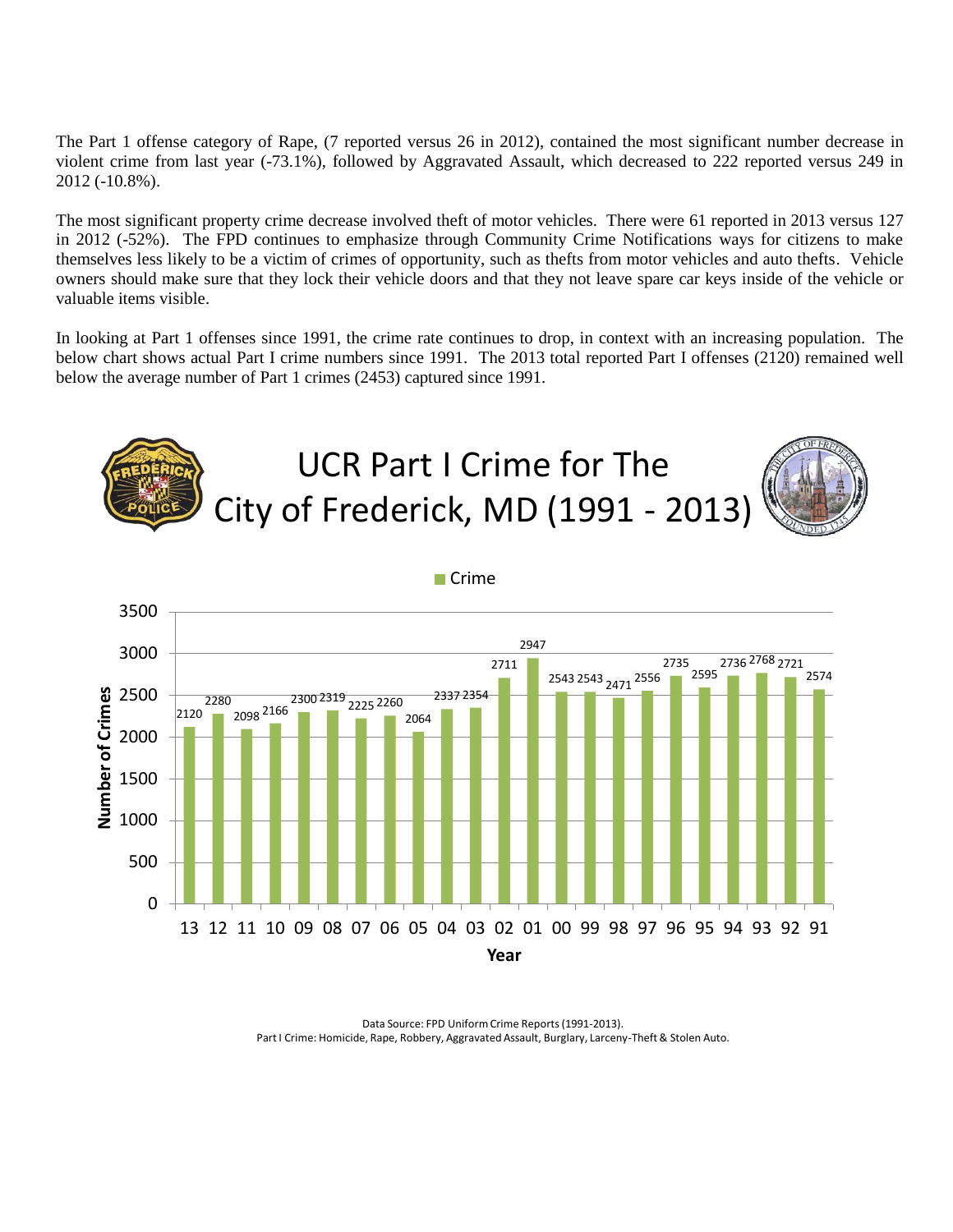The Part 1 offense category of Rape, (7 reported versus 26 in 2012), contained the most significant number decrease in violent crime from last year (-73.1%), followed by Aggravated Assault, which decreased to 222 reported versus 249 in 2012 (-10.8%).

The most significant property crime decrease involved theft of motor vehicles. There were 61 reported in 2013 versus 127 in 2012 (-52%). The FPD continues to emphasize through Community Crime Notifications ways for citizens to make themselves less likely to be a victim of crimes of opportunity, such as thefts from motor vehicles and auto thefts. Vehicle owners should make sure that they lock their vehicle doors and that they not leave spare car keys inside of the vehicle or valuable items visible.

In looking at Part 1 offenses since 1991, the crime rate continues to drop, in context with an increasing population. The below chart shows actual Part I crime numbers since 1991. The 2013 total reported Part I offenses (2120) remained well below the average number of Part 1 crimes (2453) captured since 1991.

## UCR Part I Crime for The City of Frederick, MD (1991 - 2013)

| Year | Number of Crimes |
|---|---|
| 13 | 2120 |
| 12 | 2280 |
| 11 | 2098 |
| 10 | 2166 |
| 09 | 2300 |
| 08 | 2319 |
| 07 | 2225 |
| 06 | 2260 |
| 05 | 2064 |
| 04 | 2337 |
| 03 | 2354 |
| 02 | 2711 |
| 01 | 2947 |
| 00 | 2543 |
| 99 | 2543 |
| 98 | 2471 |
| 97 | 2556 |
| 96 | 2735 |
| 95 | 2595 |
| 94 | 2736 |
| 93 | 2768 |
| 92 | 2721 |
| 91 | 2574 |

Data Source: FPD Uniform Crime Reports (1991-2013).
Part I Crime: Homicide, Rape, Robbery, Aggravated Assault, Burglary, Larceny-Theft & Stolen Auto.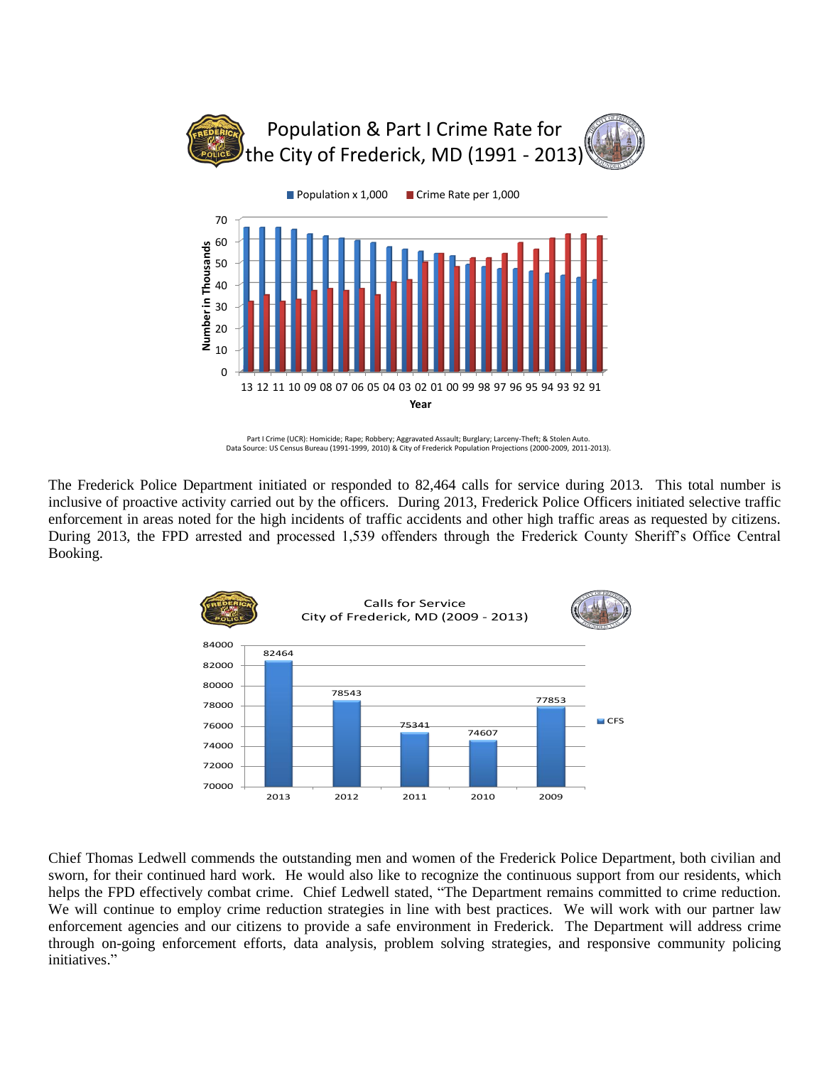Population & Part I Crime Rate for the City of Frederick, MD (1991 - 2013)

Population x 1,000 Crime Rate per 1,000

Number in Thousands

70
60
50
40
30
20
10
0

13 12 11 10 09 08 07 06 05 04 03 02 01 00 99 98 97 96 95 94 93 92 91

Year

Part I Crime (UCR): Homicide; Rape; Robbery; Aggravated Assault; Burglary; Larceny-Theft; & Stolen Auto.
Data Source: US Census Bureau (1991-1999, 2010) & City of Frederick Population Projections (2000-2009, 2011-2013).

The Frederick Police Department initiated or responded to 82,464 calls for service during 2013. This total number is inclusive of proactive activity carried out by the officers. During 2013, Frederick Police Officers initiated selective traffic enforcement in areas noted for the high incidents of traffic accidents and other high traffic areas as requested by citizens. During 2013, the FPD arrested and processed 1,539 offenders through the Frederick County Sheriff's Office Central Booking.

Calls for Service
City of Frederick, MD (2009 - 2013)

84000
82000
80000
78000
76000
74000
72000
70000

82464
78543
75341
74607
77853

2013 2012 2011 2010 2009

CFS

Chief Thomas Ledwell commends the outstanding men and women of the Frederick Police Department, both civilian and sworn, for their continued hard work. He would also like to recognize the continuous support from our residents, which helps the FPD effectively combat crime. Chief Ledwell stated, "The Department remains committed to crime reduction. We will continue to employ crime reduction strategies in line with best practices. We will work with our partner law enforcement agencies and our citizens to provide a safe environment in Frederick. The Department will address crime through on-going enforcement efforts, data analysis, problem solving strategies, and responsive community policing initiatives."